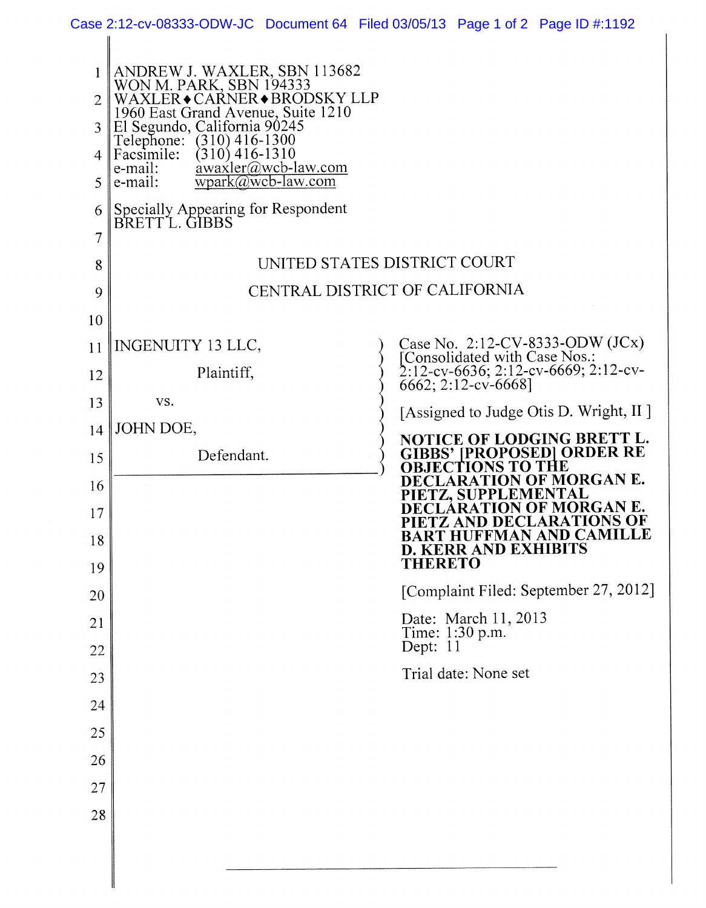ANDREW J. WAXLER, SBN 113682
WON M. PARK, SBN 194333
WAXLER♦CARNER♦BRODSKY LLP
1960 East Grand Avenue, Suite 1210
El Segundo, California 90245
Telephone: (310) 416-1300
Facsimile: (310) 416-1310
e-mail: awaxler@wcb-law.com
e-mail: wpark@wcb-law.com

Specially Appearing for Respondent
BRETT L. GIBBS

UNITED STATES DISTRICT COURT

CENTRAL DISTRICT OF CALIFORNIA

INGENUITY 13 LLC,

Plaintiff,

vs.

JOHN DOE,

Defendant.

Case No. 2:12-CV-8333-ODW (JCx)
[Consolidated with Case Nos.: 2:12-cv-6636; 2:12-cv-6669; 2:12-cv-6662; 2:12-cv-6668]

[Assigned to Judge Otis D. Wright, II ]

**NOTICE OF LODGING BRETT L. GIBBS' [PROPOSED] ORDER RE OBJECTIONS TO THE DECLARATION OF MORGAN E. PIETZ, SUPPLEMENTAL DECLARATION OF MORGAN E. PIETZ AND DECLARATIONS OF BART HUFFMAN AND CAMILLE D. KERR AND EXHIBITS THERETO**

[Complaint Filed: September 27, 2012]

Date: March 11, 2013
Time: 1:30 p.m.
Dept: 11

Trial date: None set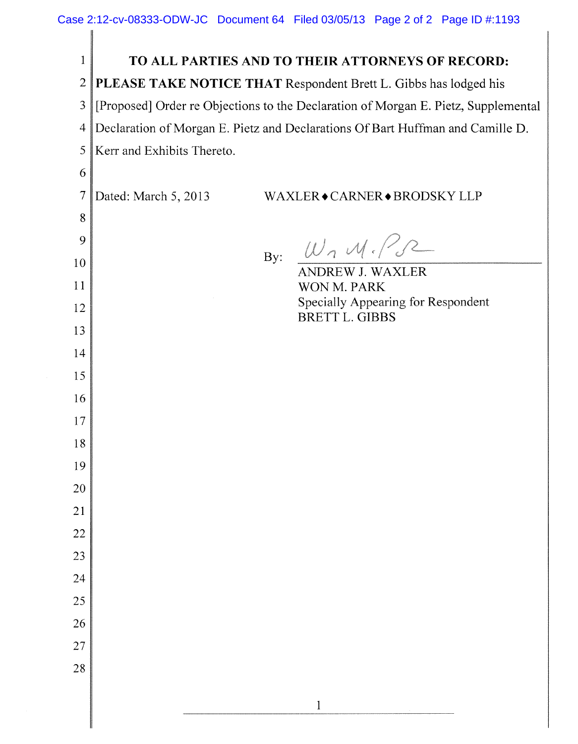**TO ALL PARTIES AND TO THEIR ATTORNEYS OF RECORD:**

**PLEASE TAKE NOTICE THAT** Respondent Brett L. Gibbs has lodged his [Proposed] Order re Objections to the Declaration of Morgan E. Pietz, Supplemental Declaration of Morgan E. Pietz and Declarations Of Bart Huffman and Camille D. Kerr and Exhibits Thereto.

Dated: March 5, 2013

WAXLER♦CARNER♦BRODSKY LLP

By: *Won M. Park*

ANDREW J. WAXLER
WON M. PARK
Specially Appearing for Respondent
BRETT L. GIBBS